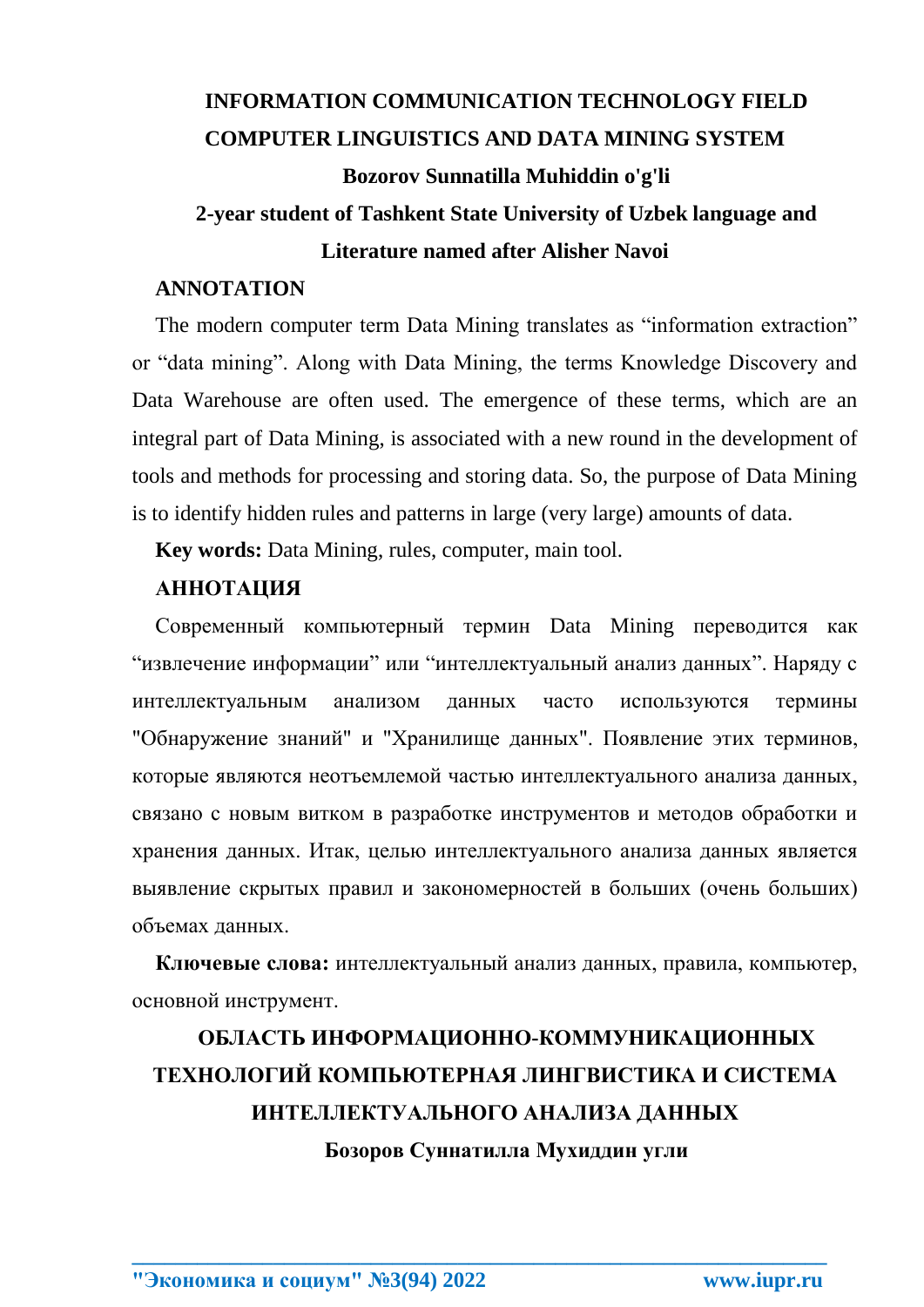# INFORMATION COMMUNICATION TECHNOLOGY FIELD COMPUTER LINGUISTICS AND DATA MINING SYSTEM

**Bozorov Sunnatilla Muhiddin o'g'li**

**2-year student of Tashkent State University of Uzbek language and Literature named after Alisher Navoi**

## ANNOTATION

The modern computer term Data Mining translates as "information extraction" or "data mining". Along with Data Mining, the terms Knowledge Discovery and Data Warehouse are often used. The emergence of these terms, which are an integral part of Data Mining, is associated with a new round in the development of tools and methods for processing and storing data. So, the purpose of Data Mining is to identify hidden rules and patterns in large (very large) amounts of data.

**Key words:** Data Mining, rules, computer, main tool.

## АННОТАЦИЯ

Современный компьютерный термин Data Mining переводится как "извлечение информации" или "интеллектуальный анализ данных". Наряду с интеллектуальным анализом данных часто используются термины "Обнаружение знаний" и "Хранилище данных". Появление этих терминов, которые являются неотъемлемой частью интеллектуального анализа данных, связано с новым витком в разработке инструментов и методов обработки и хранения данных. Итак, целью интеллектуального анализа данных является выявление скрытых правил и закономерностей в больших (очень больших) объемах данных.

**Ключевые слова:** интеллектуальный анализ данных, правила, компьютер, основной инструмент.

# ОБЛАСТЬ ИНФОРМАЦИОННО-КОММУНИКАЦИОННЫХ ТЕХНОЛОГИЙ КОМПЬЮТЕРНАЯ ЛИНГВИСТИКА И СИСТЕМА ИНТЕЛЛЕКТУАЛЬНОГО АНАЛИЗА ДАННЫХ

**Бозоров Суннатилла Мухиддин угли**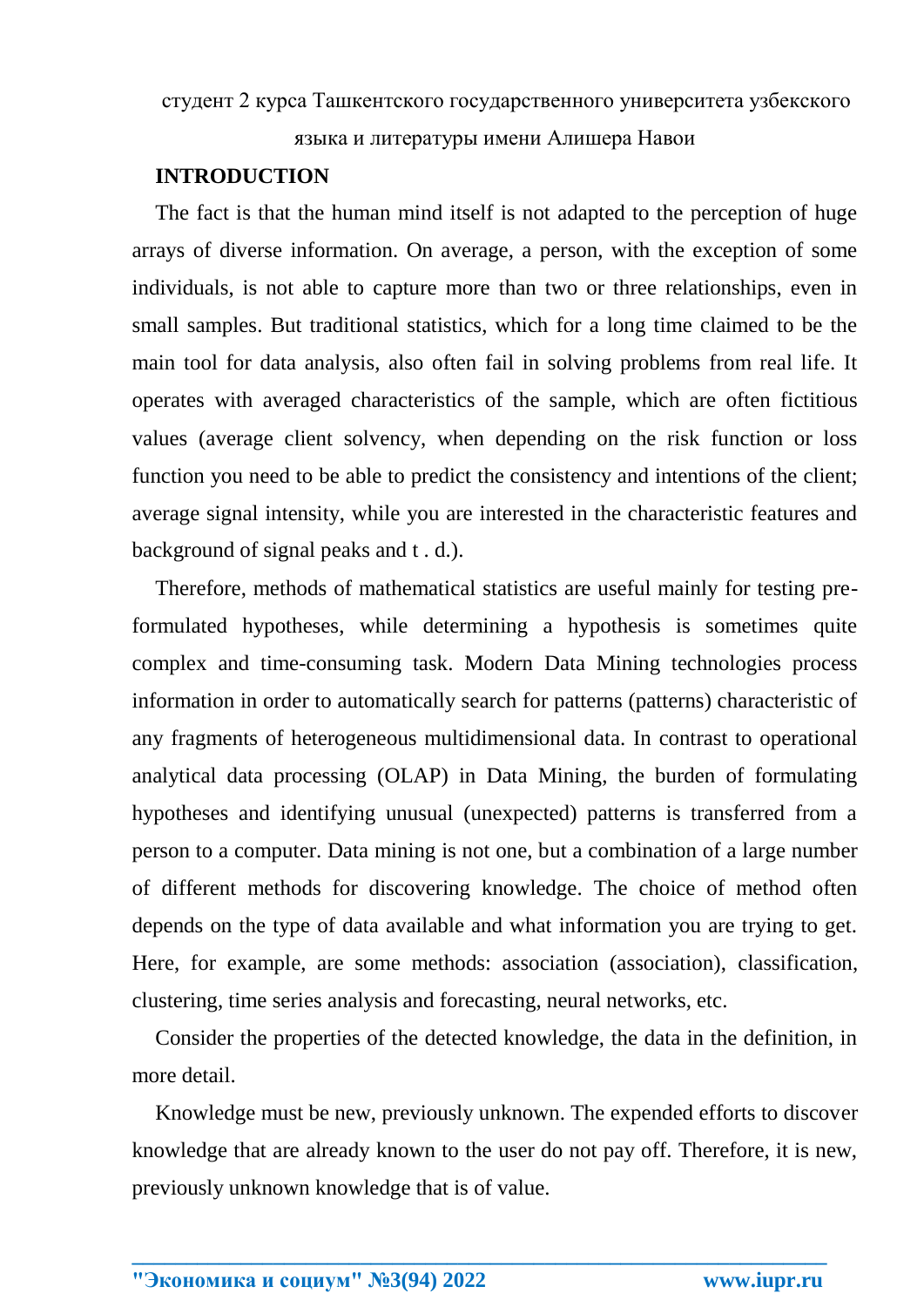студент 2 курса Ташкентского государственного университета узбекского языка и литературы имени Алишера Навои

**INTRODUCTION**

The fact is that the human mind itself is not adapted to the perception of huge arrays of diverse information. On average, a person, with the exception of some individuals, is not able to capture more than two or three relationships, even in small samples. But traditional statistics, which for a long time claimed to be the main tool for data analysis, also often fail in solving problems from real life. It operates with averaged characteristics of the sample, which are often fictitious values (average client solvency, when depending on the risk function or loss function you need to be able to predict the consistency and intentions of the client; average signal intensity, while you are interested in the characteristic features and background of signal peaks and t . d.).

Therefore, methods of mathematical statistics are useful mainly for testing pre-formulated hypotheses, while determining a hypothesis is sometimes quite complex and time-consuming task. Modern Data Mining technologies process information in order to automatically search for patterns (patterns) characteristic of any fragments of heterogeneous multidimensional data. In contrast to operational analytical data processing (OLAP) in Data Mining, the burden of formulating hypotheses and identifying unusual (unexpected) patterns is transferred from a person to a computer. Data mining is not one, but a combination of a large number of different methods for discovering knowledge. The choice of method often depends on the type of data available and what information you are trying to get. Here, for example, are some methods: association (association), classification, clustering, time series analysis and forecasting, neural networks, etc.

Consider the properties of the detected knowledge, the data in the definition, in more detail.

Knowledge must be new, previously unknown. The expended efforts to discover knowledge that are already known to the user do not pay off. Therefore, it is new, previously unknown knowledge that is of value.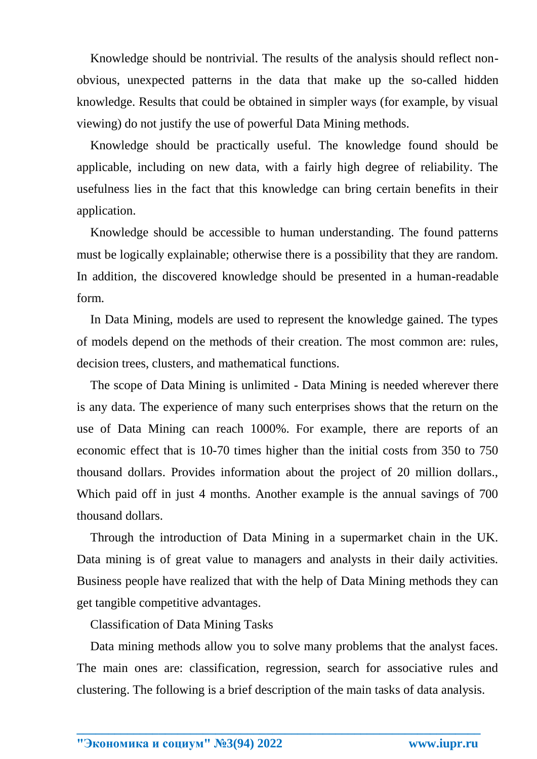Knowledge should be nontrivial. The results of the analysis should reflect non-obvious, unexpected patterns in the data that make up the so-called hidden knowledge. Results that could be obtained in simpler ways (for example, by visual viewing) do not justify the use of powerful Data Mining methods.

Knowledge should be practically useful. The knowledge found should be applicable, including on new data, with a fairly high degree of reliability. The usefulness lies in the fact that this knowledge can bring certain benefits in their application.

Knowledge should be accessible to human understanding. The found patterns must be logically explainable; otherwise there is a possibility that they are random. In addition, the discovered knowledge should be presented in a human-readable form.

In Data Mining, models are used to represent the knowledge gained. The types of models depend on the methods of their creation. The most common are: rules, decision trees, clusters, and mathematical functions.

The scope of Data Mining is unlimited - Data Mining is needed wherever there is any data. The experience of many such enterprises shows that the return on the use of Data Mining can reach 1000%. For example, there are reports of an economic effect that is 10-70 times higher than the initial costs from 350 to 750 thousand dollars. Provides information about the project of 20 million dollars., Which paid off in just 4 months. Another example is the annual savings of 700 thousand dollars.

Through the introduction of Data Mining in a supermarket chain in the UK. Data mining is of great value to managers and analysts in their daily activities. Business people have realized that with the help of Data Mining methods they can get tangible competitive advantages.

## Classification of Data Mining Tasks

Data mining methods allow you to solve many problems that the analyst faces. The main ones are: classification, regression, search for associative rules and clustering. The following is a brief description of the main tasks of data analysis.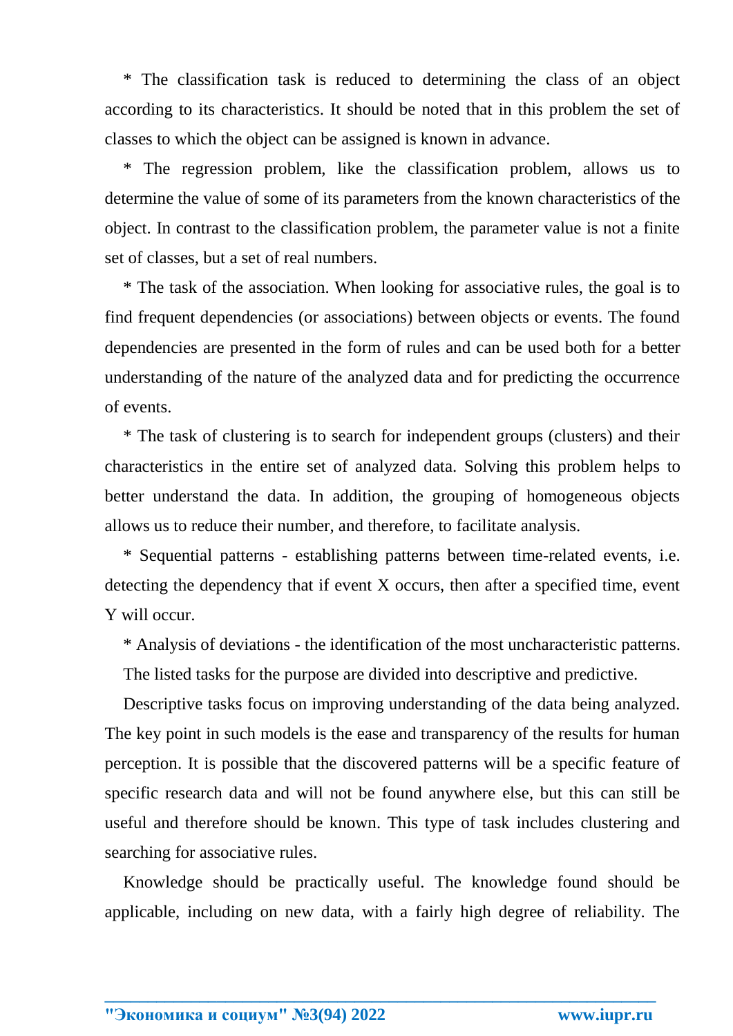* The classification task is reduced to determining the class of an object according to its characteristics. It should be noted that in this problem the set of classes to which the object can be assigned is known in advance.

* The regression problem, like the classification problem, allows us to determine the value of some of its parameters from the known characteristics of the object. In contrast to the classification problem, the parameter value is not a finite set of classes, but a set of real numbers.

* The task of the association. When looking for associative rules, the goal is to find frequent dependencies (or associations) between objects or events. The found dependencies are presented in the form of rules and can be used both for a better understanding of the nature of the analyzed data and for predicting the occurrence of events.

* The task of clustering is to search for independent groups (clusters) and their characteristics in the entire set of analyzed data. Solving this problem helps to better understand the data. In addition, the grouping of homogeneous objects allows us to reduce their number, and therefore, to facilitate analysis.

* Sequential patterns - establishing patterns between time-related events, i.e. detecting the dependency that if event X occurs, then after a specified time, event Y will occur.

* Analysis of deviations - the identification of the most uncharacteristic patterns.

The listed tasks for the purpose are divided into descriptive and predictive.

Descriptive tasks focus on improving understanding of the data being analyzed. The key point in such models is the ease and transparency of the results for human perception. It is possible that the discovered patterns will be a specific feature of specific research data and will not be found anywhere else, but this can still be useful and therefore should be known. This type of task includes clustering and searching for associative rules.

Knowledge should be practically useful. The knowledge found should be applicable, including on new data, with a fairly high degree of reliability. The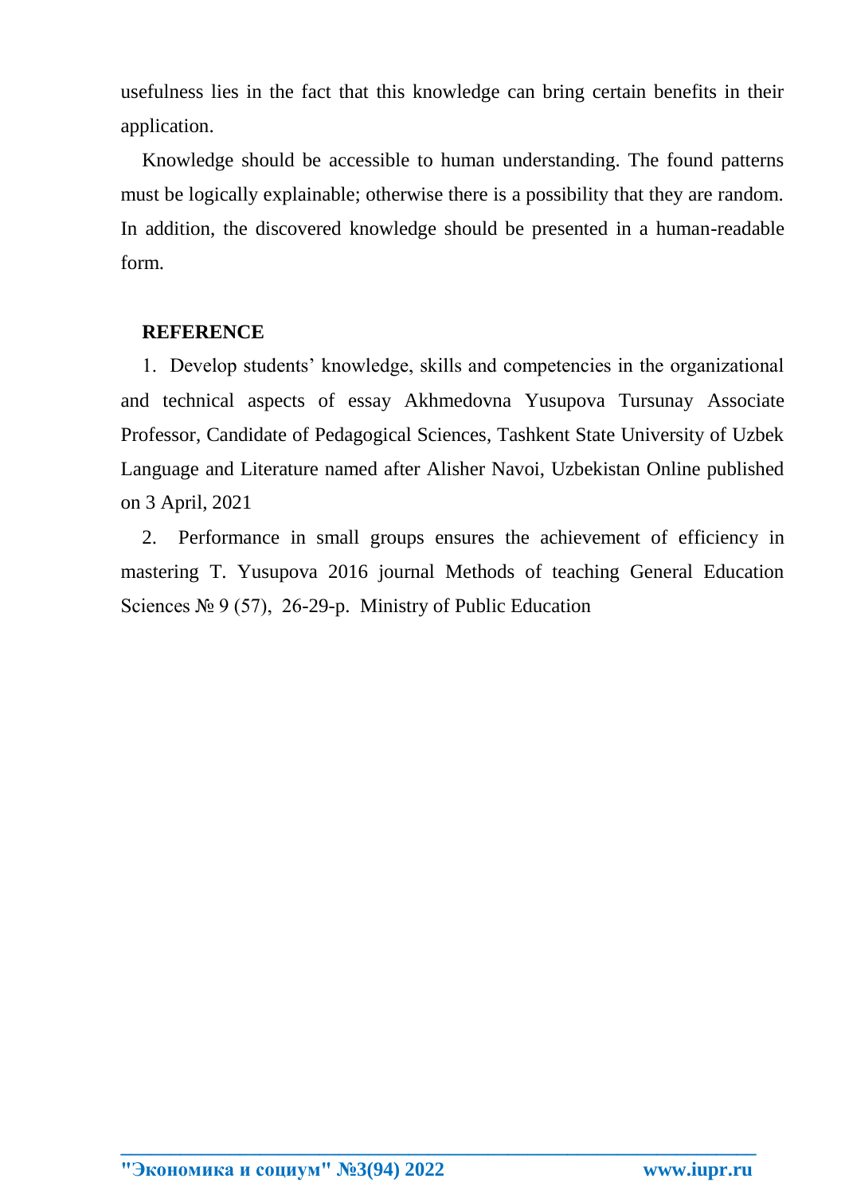usefulness lies in the fact that this knowledge can bring certain benefits in their application.

Knowledge should be accessible to human understanding. The found patterns must be logically explainable; otherwise there is a possibility that they are random. In addition, the discovered knowledge should be presented in a human-readable form.

**REFERENCE**

1. Develop students' knowledge, skills and competencies in the organizational and technical aspects of essay Akhmedovna Yusupova Tursunay Associate Professor, Candidate of Pedagogical Sciences, Tashkent State University of Uzbek Language and Literature named after Alisher Navoi, Uzbekistan Online published on 3 April, 2021
2. Performance in small groups ensures the achievement of efficiency in mastering T. Yusupova 2016 journal Methods of teaching General Education Sciences № 9 (57), 26-29-p. Ministry of Public Education